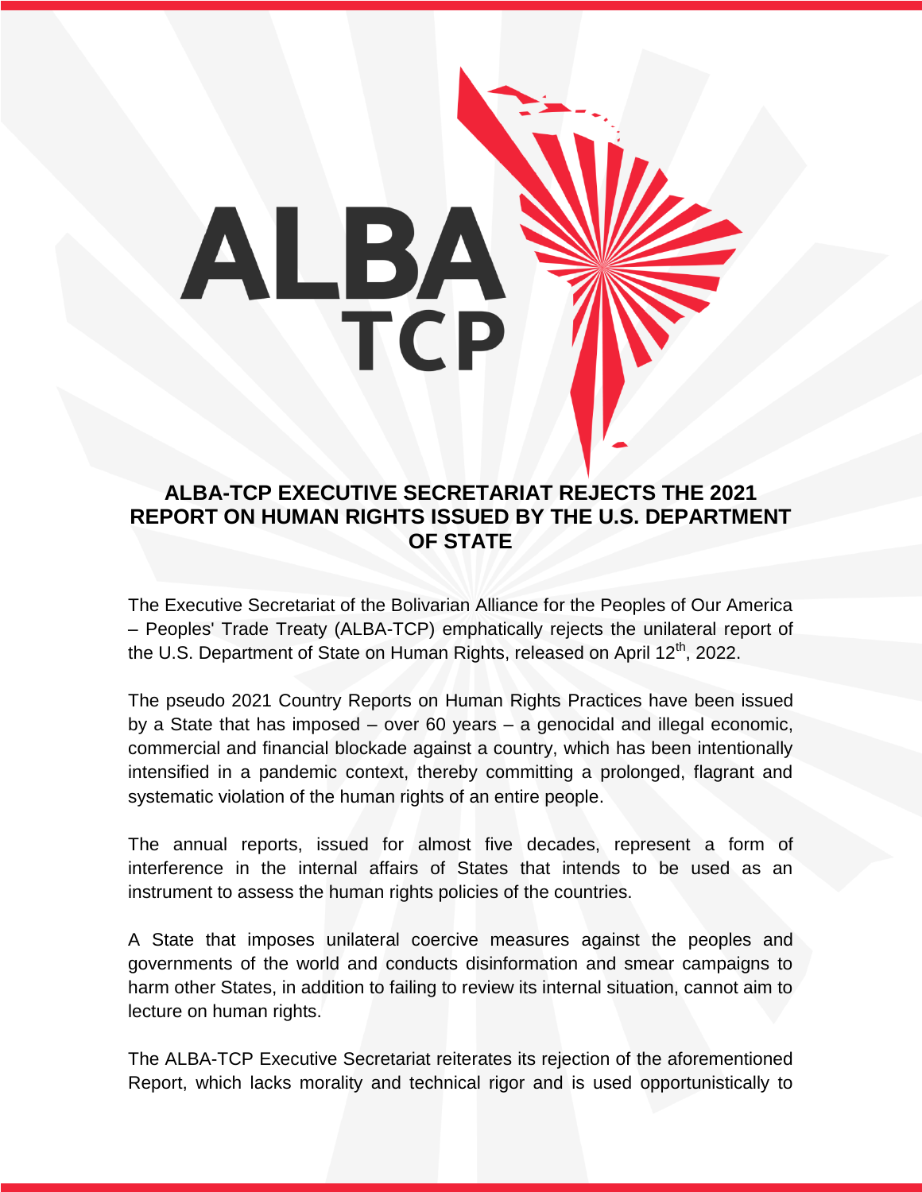# ALBA-TCP EXECUTIVE SECRETARIAT REJECTS THE 2021 REPORT ON HUMAN RIGHTS ISSUED BY THE U.S. DEPARTMENT OF STATE

The Executive Secretariat of the Bolivarian Alliance for the Peoples of Our America – Peoples' Trade Treaty (ALBA-TCP) emphatically rejects the unilateral report of the U.S. Department of State on Human Rights, released on April 12th, 2022.

The pseudo 2021 Country Reports on Human Rights Practices have been issued by a State that has imposed – over 60 years – a genocidal and illegal economic, commercial and financial blockade against a country, which has been intentionally intensified in a pandemic context, thereby committing a prolonged, flagrant and systematic violation of the human rights of an entire people.

The annual reports, issued for almost five decades, represent a form of interference in the internal affairs of States that intends to be used as an instrument to assess the human rights policies of the countries.

A State that imposes unilateral coercive measures against the peoples and governments of the world and conducts disinformation and smear campaigns to harm other States, in addition to failing to review its internal situation, cannot aim to lecture on human rights.

The ALBA-TCP Executive Secretariat reiterates its rejection of the aforementioned Report, which lacks morality and technical rigor and is used opportunistically to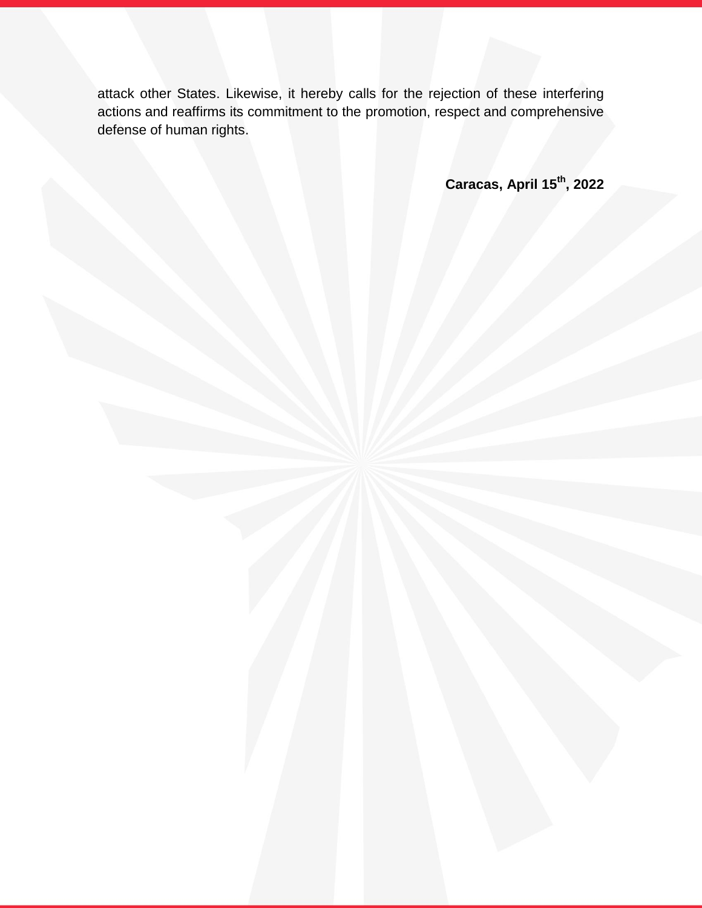attack other States. Likewise, it hereby calls for the rejection of these interfering actions and reaffirms its commitment to the promotion, respect and comprehensive defense of human rights.

**Caracas, April 15th, 2022**